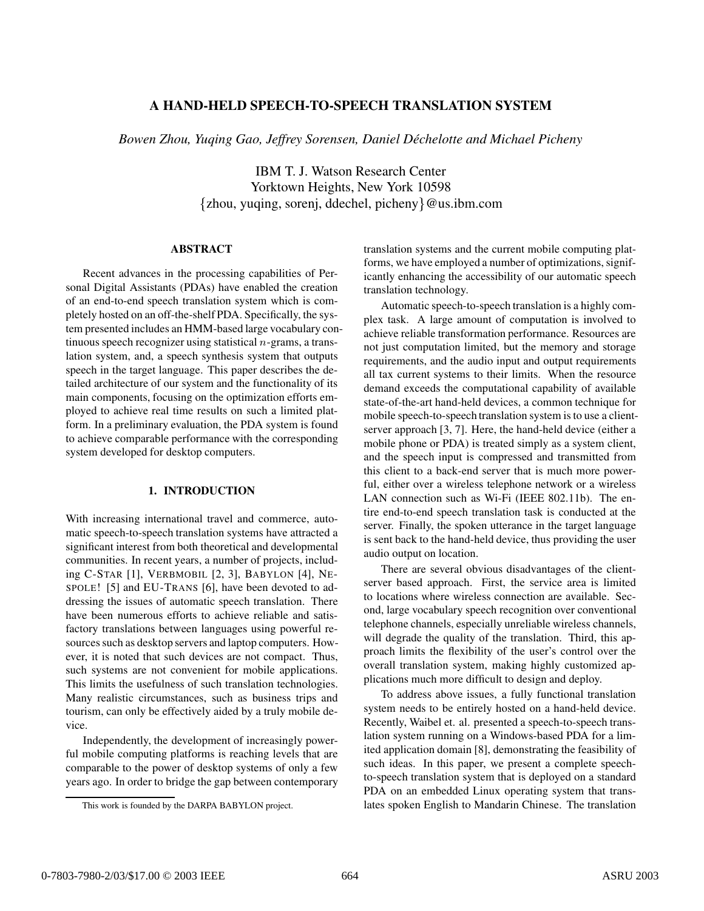# A HAND-HELD SPEECH-TO-SPEECH TRANSLATION SYSTEM

*Bowen Zhou, Yuqing Gao, Jeffrey Sorensen, Daniel Déchelotte and Michael Picheny*

IBM T. J. Watson Research Center
Yorktown Heights, New York 10598
{zhou, yuqing, sorenj, ddechel, picheny}@us.ibm.com

## ABSTRACT

Recent advances in the processing capabilities of Personal Digital Assistants (PDAs) have enabled the creation of an end-to-end speech translation system which is completely hosted on an off-the-shelf PDA. Specifically, the system presented includes an HMM-based large vocabulary continuous speech recognizer using statistical $n$-grams, a translation system, and, a speech synthesis system that outputs speech in the target language. This paper describes the detailed architecture of our system and the functionality of its main components, focusing on the optimization efforts employed to achieve real time results on such a limited platform. In a preliminary evaluation, the PDA system is found to achieve comparable performance with the corresponding system developed for desktop computers.

## 1. INTRODUCTION

With increasing international travel and commerce, automatic speech-to-speech translation systems have attracted a significant interest from both theoretical and developmental communities. In recent years, a number of projects, including C-STAR [1], VERBMOBIL [2, 3], BABYLON [4], NESPOLE! [5] and EU-TRANS [6], have been devoted to addressing the issues of automatic speech translation. There have been numerous efforts to achieve reliable and satisfactory translations between languages using powerful resources such as desktop servers and laptop computers. However, it is noted that such devices are not compact. Thus, such systems are not convenient for mobile applications. This limits the usefulness of such translation technologies. Many realistic circumstances, such as business trips and tourism, can only be effectively aided by a truly mobile device.

Independently, the development of increasingly powerful mobile computing platforms is reaching levels that are comparable to the power of desktop systems of only a few years ago. In order to bridge the gap between contemporary translation systems and the current mobile computing platforms, we have employed a number of optimizations, significantly enhancing the accessibility of our automatic speech translation technology.

Automatic speech-to-speech translation is a highly complex task. A large amount of computation is involved to achieve reliable transformation performance. Resources are not just computation limited, but the memory and storage requirements, and the audio input and output requirements all tax current systems to their limits. When the resource demand exceeds the computational capability of available state-of-the-art hand-held devices, a common technique for mobile speech-to-speech translation system is to use a client-server approach [3, 7]. Here, the hand-held device (either a mobile phone or PDA) is treated simply as a system client, and the speech input is compressed and transmitted from this client to a back-end server that is much more powerful, either over a wireless telephone network or a wireless LAN connection such as Wi-Fi (IEEE 802.11b). The entire end-to-end speech translation task is conducted at the server. Finally, the spoken utterance in the target language is sent back to the hand-held device, thus providing the user audio output on location.

There are several obvious disadvantages of the client-server based approach. First, the service area is limited to locations where wireless connection are available. Second, large vocabulary speech recognition over conventional telephone channels, especially unreliable wireless channels, will degrade the quality of the translation. Third, this approach limits the flexibility of the user's control over the overall translation system, making highly customized applications much more difficult to design and deploy.

To address above issues, a fully functional translation system needs to be entirely hosted on a hand-held device. Recently, Waibel et. al. presented a speech-to-speech translation system running on a Windows-based PDA for a limited application domain [8], demonstrating the feasibility of such ideas. In this paper, we present a complete speech-to-speech translation system that is deployed on a standard PDA on an embedded Linux operating system that translates spoken English to Mandarin Chinese. The translation

This work is founded by the DARPA BABYLON project.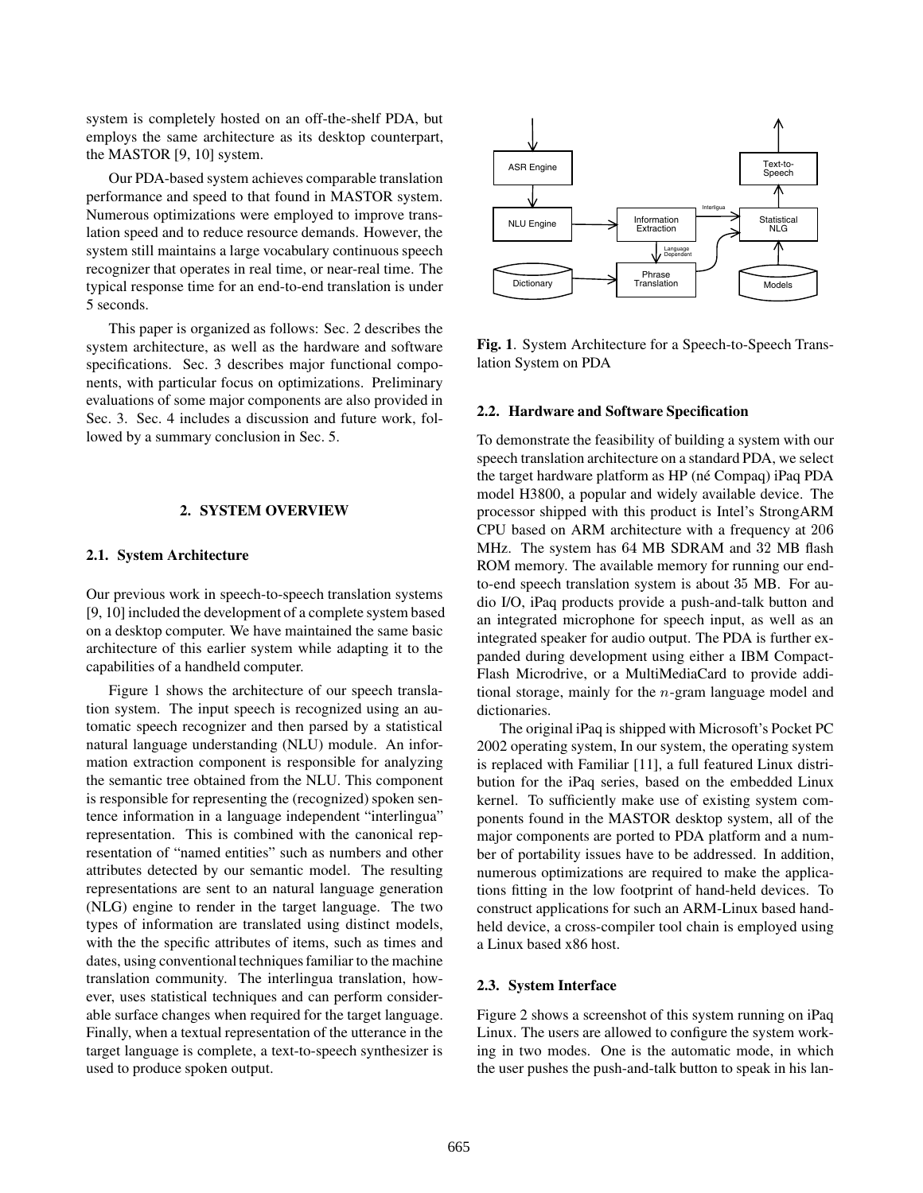system is completely hosted on an off-the-shelf PDA, but employs the same architecture as its desktop counterpart, the MASTOR [9, 10] system.

Our PDA-based system achieves comparable translation performance and speed to that found in MASTOR system. Numerous optimizations were employed to improve translation speed and to reduce resource demands. However, the system still maintains a large vocabulary continuous speech recognizer that operates in real time, or near-real time. The typical response time for an end-to-end translation is under 5 seconds.

This paper is organized as follows: Sec. 2 describes the system architecture, as well as the hardware and software specifications. Sec. 3 describes major functional components, with particular focus on optimizations. Preliminary evaluations of some major components are also provided in Sec. 3. Sec. 4 includes a discussion and future work, followed by a summary conclusion in Sec. 5.

## 2. SYSTEM OVERVIEW

### 2.1. System Architecture

Our previous work in speech-to-speech translation systems [9, 10] included the development of a complete system based on a desktop computer. We have maintained the same basic architecture of this earlier system while adapting it to the capabilities of a handheld computer.

Figure 1 shows the architecture of our speech translation system. The input speech is recognized using an automatic speech recognizer and then parsed by a statistical natural language understanding (NLU) module. An information extraction component is responsible for analyzing the semantic tree obtained from the NLU. This component is responsible for representing the (recognized) spoken sentence information in a language independent "interlingua" representation. This is combined with the canonical representation of "named entities" such as numbers and other attributes detected by our semantic model. The resulting representations are sent to an natural language generation (NLG) engine to render in the target language. The two types of information are translated using distinct models, with the the specific attributes of items, such as times and dates, using conventional techniques familiar to the machine translation community. The interlingua translation, however, uses statistical techniques and can perform considerable surface changes when required for the target language. Finally, when a textual representation of the utterance in the target language is complete, a text-to-speech synthesizer is used to produce spoken output.

ASR Engine → NLU Engine → Information Extraction → (Interlingua) → Statistical NLG → Text-to-Speech
Information Extraction → (Language Dependent) → Phrase Translation → Statistical NLG
Dictionary → Phrase Translation
Models → Statistical NLG

**Fig. 1**. System Architecture for a Speech-to-Speech Translation System on PDA

### 2.2. Hardware and Software Specification

To demonstrate the feasibility of building a system with our speech translation architecture on a standard PDA, we select the target hardware platform as HP (né Compaq) iPaq PDA model H3800, a popular and widely available device. The processor shipped with this product is Intel's StrongARM CPU based on ARM architecture with a frequency at 206 MHz. The system has 64 MB SDRAM and 32 MB flash ROM memory. The available memory for running our end-to-end speech translation system is about 35 MB. For audio I/O, iPaq products provide a push-and-talk button and an integrated microphone for speech input, as well as an integrated speaker for audio output. The PDA is further expanded during development using either a IBM CompactFlash Microdrive, or a MultiMediaCard to provide additional storage, mainly for the $n$-gram language model and dictionaries.

The original iPaq is shipped with Microsoft's Pocket PC 2002 operating system, In our system, the operating system is replaced with Familiar [11], a full featured Linux distribution for the iPaq series, based on the embedded Linux kernel. To sufficiently make use of existing system components found in the MASTOR desktop system, all of the major components are ported to PDA platform and a number of portability issues have to be addressed. In addition, numerous optimizations are required to make the applications fitting in the low footprint of hand-held devices. To construct applications for such an ARM-Linux based handheld device, a cross-compiler tool chain is employed using a Linux based x86 host.

### 2.3. System Interface

Figure 2 shows a screenshot of this system running on iPaq Linux. The users are allowed to configure the system working in two modes. One is the automatic mode, in which the user pushes the push-and-talk button to speak in his lan-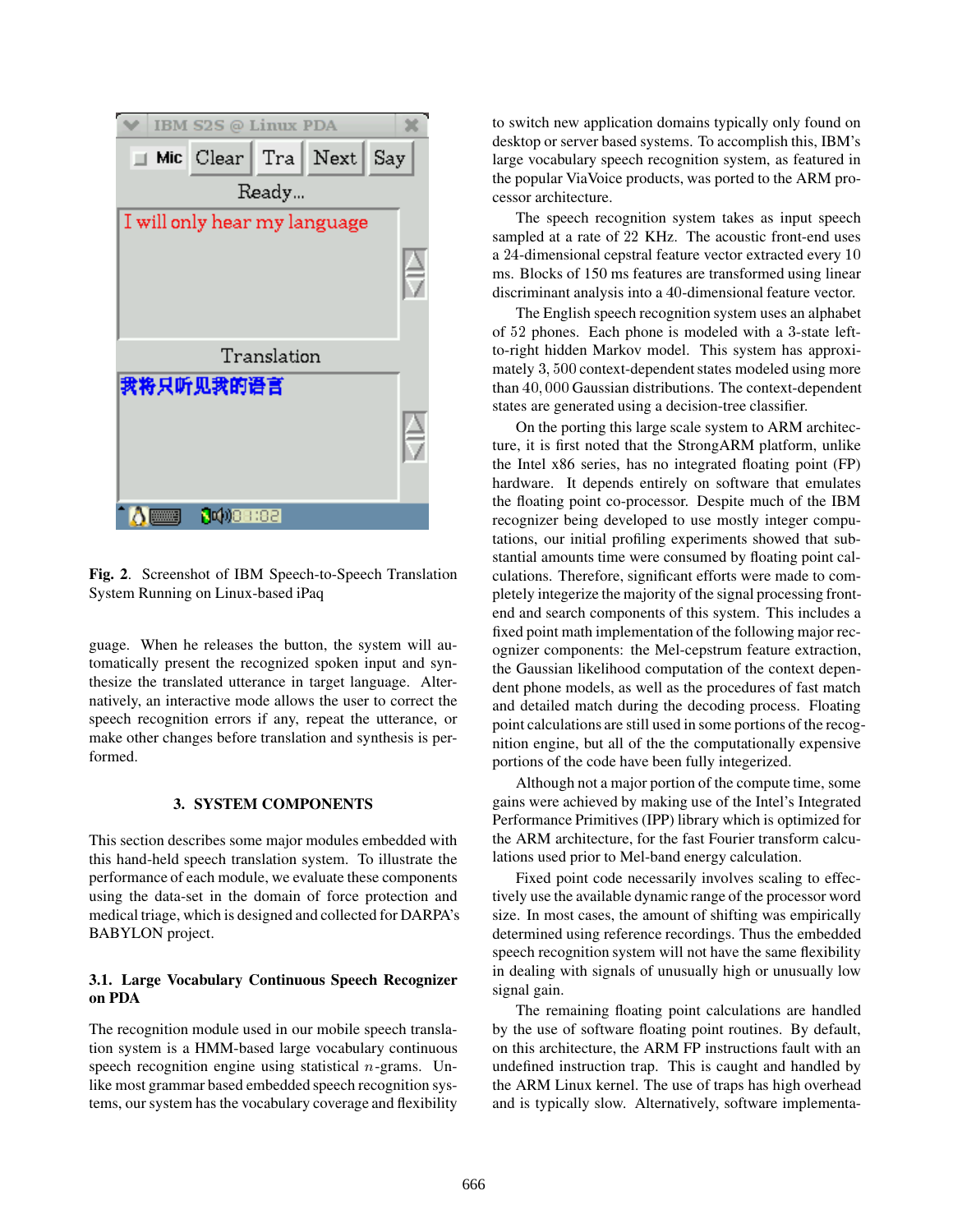**Fig. 2**. Screenshot of IBM Speech-to-Speech Translation System Running on Linux-based iPaq

guage. When he releases the button, the system will automatically present the recognized spoken input and synthesize the translated utterance in target language. Alternatively, an interactive mode allows the user to correct the speech recognition errors if any, repeat the utterance, or make other changes before translation and synthesis is performed.

## 3. SYSTEM COMPONENTS

This section describes some major modules embedded with this hand-held speech translation system. To illustrate the performance of each module, we evaluate these components using the data-set in the domain of force protection and medical triage, which is designed and collected for DARPA's BABYLON project.

### 3.1. Large Vocabulary Continuous Speech Recognizer on PDA

The recognition module used in our mobile speech translation system is a HMM-based large vocabulary continuous speech recognition engine using statistical $n$-grams. Unlike most grammar based embedded speech recognition systems, our system has the vocabulary coverage and flexibility to switch new application domains typically only found on desktop or server based systems. To accomplish this, IBM's large vocabulary speech recognition system, as featured in the popular ViaVoice products, was ported to the ARM processor architecture.

The speech recognition system takes as input speech sampled at a rate of 22 KHz. The acoustic front-end uses a 24-dimensional cepstral feature vector extracted every 10 ms. Blocks of 150 ms features are transformed using linear discriminant analysis into a 40-dimensional feature vector.

The English speech recognition system uses an alphabet of 52 phones. Each phone is modeled with a 3-state left-to-right hidden Markov model. This system has approximately 3,500 context-dependent states modeled using more than 40,000 Gaussian distributions. The context-dependent states are generated using a decision-tree classifier.

On the porting this large scale system to ARM architecture, it is first noted that the StrongARM platform, unlike the Intel x86 series, has no integrated floating point (FP) hardware. It depends entirely on software that emulates the floating point co-processor. Despite much of the IBM recognizer being developed to use mostly integer computations, our initial profiling experiments showed that substantial amounts time were consumed by floating point calculations. Therefore, significant efforts were made to completely integerize the majority of the signal processing front-end and search components of this system. This includes a fixed point math implementation of the following major recognizer components: the Mel-cepstrum feature extraction, the Gaussian likelihood computation of the context dependent phone models, as well as the procedures of fast match and detailed match during the decoding process. Floating point calculations are still used in some portions of the recognition engine, but all of the the computationally expensive portions of the code have been fully integerized.

Although not a major portion of the compute time, some gains were achieved by making use of the Intel's Integrated Performance Primitives (IPP) library which is optimized for the ARM architecture, for the fast Fourier transform calculations used prior to Mel-band energy calculation.

Fixed point code necessarily involves scaling to effectively use the available dynamic range of the processor word size. In most cases, the amount of shifting was empirically determined using reference recordings. Thus the embedded speech recognition system will not have the same flexibility in dealing with signals of unusually high or unusually low signal gain.

The remaining floating point calculations are handled by the use of software floating point routines. By default, on this architecture, the ARM FP instructions fault with an undefined instruction trap. This is caught and handled by the ARM Linux kernel. The use of traps has high overhead and is typically slow. Alternatively, software implementa-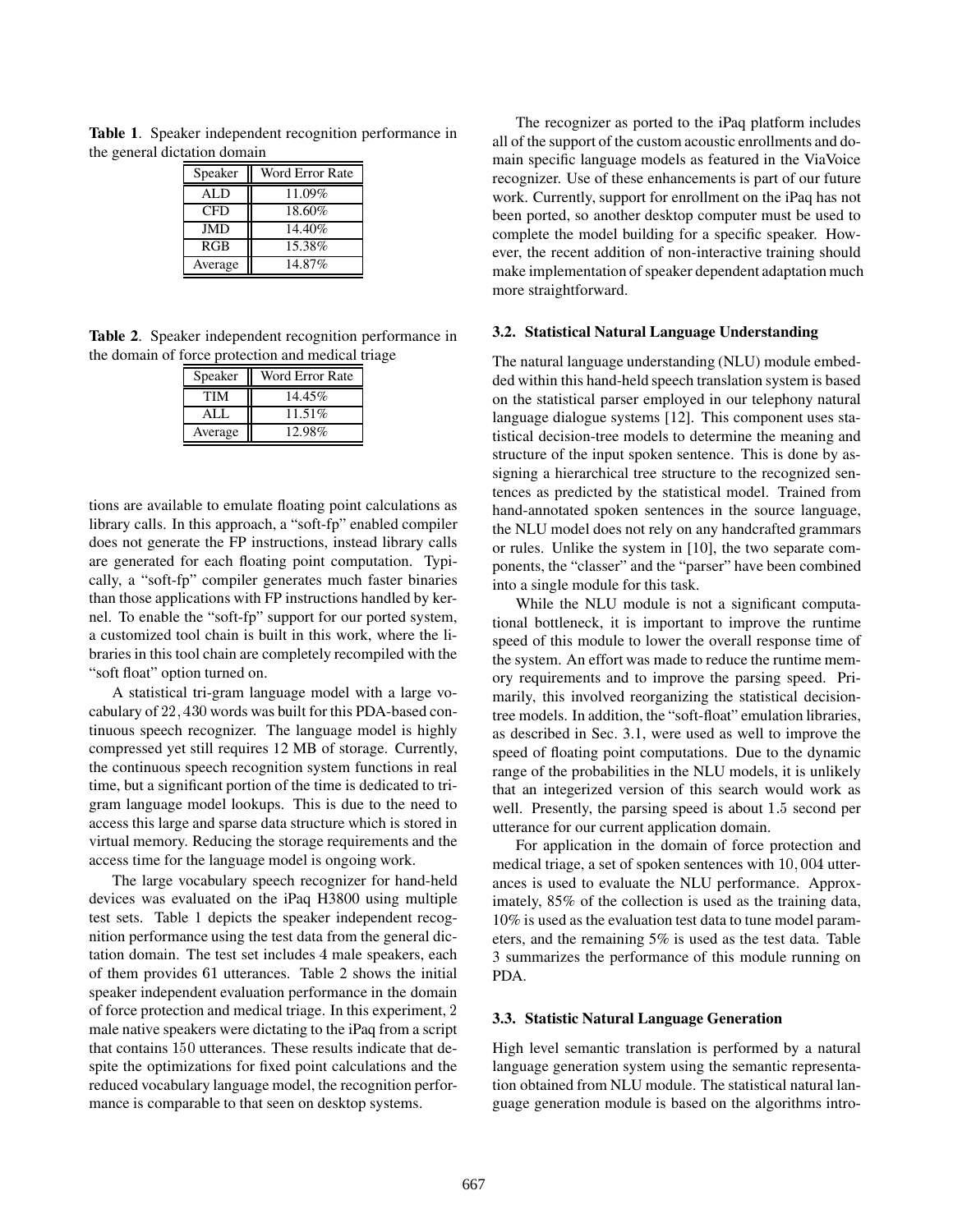**Table 1**. Speaker independent recognition performance in the general dictation domain

| Speaker | Word Error Rate |
|---|---|
| ALD | 11.09% |
| CFD | 18.60% |
| JMD | 14.40% |
| RGB | 15.38% |
| Average | 14.87% |

**Table 2**. Speaker independent recognition performance in the domain of force protection and medical triage

| Speaker | Word Error Rate |
|---|---|
| TIM | 14.45% |
| ALL | 11.51% |
| Average | 12.98% |

tions are available to emulate floating point calculations as library calls. In this approach, a "soft-fp" enabled compiler does not generate the FP instructions, instead library calls are generated for each floating point computation. Typically, a "soft-fp" compiler generates much faster binaries than those applications with FP instructions handled by kernel. To enable the "soft-fp" support for our ported system, a customized tool chain is built in this work, where the libraries in this tool chain are completely recompiled with the "soft float" option turned on.

A statistical tri-gram language model with a large vocabulary of $22,430$ words was built for this PDA-based continuous speech recognizer. The language model is highly compressed yet still requires 12 MB of storage. Currently, the continuous speech recognition system functions in real time, but a significant portion of the time is dedicated to trigram language model lookups. This is due to the need to access this large and sparse data structure which is stored in virtual memory. Reducing the storage requirements and the access time for the language model is ongoing work.

The large vocabulary speech recognizer for hand-held devices was evaluated on the iPaq H3800 using multiple test sets. Table 1 depicts the speaker independent recognition performance using the test data from the general dictation domain. The test set includes 4 male speakers, each of them provides $61$ utterances. Table 2 shows the initial speaker independent evaluation performance in the domain of force protection and medical triage. In this experiment, $2$ male native speakers were dictating to the iPaq from a script that contains $150$ utterances. These results indicate that despite the optimizations for fixed point calculations and the reduced vocabulary language model, the recognition performance is comparable to that seen on desktop systems.

The recognizer as ported to the iPaq platform includes all of the support of the custom acoustic enrollments and domain specific language models as featured in the ViaVoice recognizer. Use of these enhancements is part of our future work. Currently, support for enrollment on the iPaq has not been ported, so another desktop computer must be used to complete the model building for a specific speaker. However, the recent addition of non-interactive training should make implementation of speaker dependent adaptation much more straightforward.

### 3.2. Statistical Natural Language Understanding

The natural language understanding (NLU) module embedded within this hand-held speech translation system is based on the statistical parser employed in our telephony natural language dialogue systems [12]. This component uses statistical decision-tree models to determine the meaning and structure of the input spoken sentence. This is done by assigning a hierarchical tree structure to the recognized sentences as predicted by the statistical model. Trained from hand-annotated spoken sentences in the source language, the NLU model does not rely on any handcrafted grammars or rules. Unlike the system in [10], the two separate components, the "classer" and the "parser" have been combined into a single module for this task.

While the NLU module is not a significant computational bottleneck, it is important to improve the runtime speed of this module to lower the overall response time of the system. An effort was made to reduce the runtime memory requirements and to improve the parsing speed. Primarily, this involved reorganizing the statistical decision-tree models. In addition, the "soft-float" emulation libraries, as described in Sec. 3.1, were used as well to improve the speed of floating point computations. Due to the dynamic range of the probabilities in the NLU models, it is unlikely that an integerized version of this search would work as well. Presently, the parsing speed is about $1.5$ second per utterance for our current application domain.

For application in the domain of force protection and medical triage, a set of spoken sentences with $10,004$ utterances is used to evaluate the NLU performance. Approximately, 85% of the collection is used as the training data, 10% is used as the evaluation test data to tune model parameters, and the remaining 5% is used as the test data. Table 3 summarizes the performance of this module running on PDA.

### 3.3. Statistic Natural Language Generation

High level semantic translation is performed by a natural language generation system using the semantic representation obtained from NLU module. The statistical natural language generation module is based on the algorithms intro-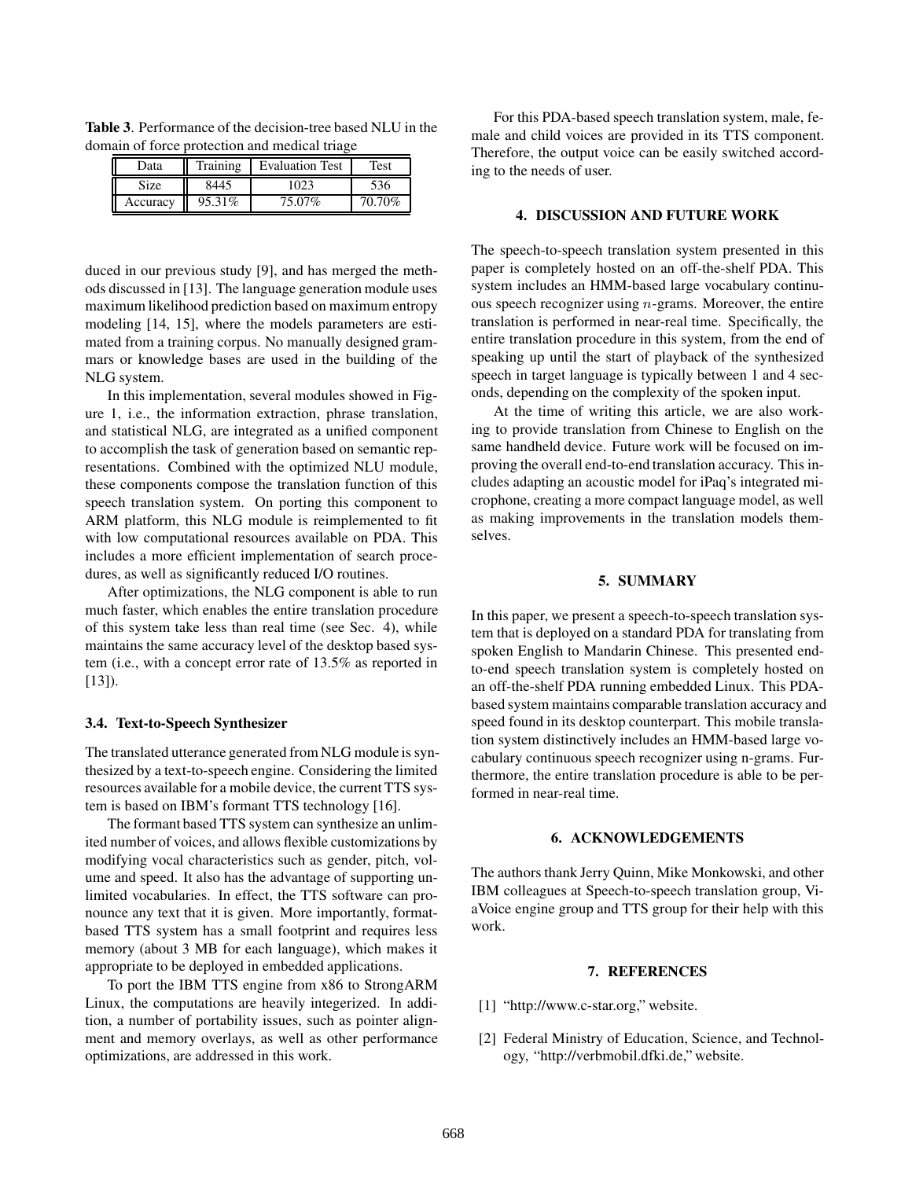**Table 3**. Performance of the decision-tree based NLU in the domain of force protection and medical triage

| Data | Training | Evaluation Test | Test |
|---|---|---|---|
| Size | 8445 | 1023 | 536 |
| Accuracy | 95.31% | 75.07% | 70.70% |

duced in our previous study [9], and has merged the methods discussed in [13]. The language generation module uses maximum likelihood prediction based on maximum entropy modeling [14, 15], where the models parameters are estimated from a training corpus. No manually designed grammars or knowledge bases are used in the building of the NLG system.

In this implementation, several modules showed in Figure 1, i.e., the information extraction, phrase translation, and statistical NLG, are integrated as a unified component to accomplish the task of generation based on semantic representations. Combined with the optimized NLU module, these components compose the translation function of this speech translation system. On porting this component to ARM platform, this NLG module is reimplemented to fit with low computational resources available on PDA. This includes a more efficient implementation of search procedures, as well as significantly reduced I/O routines.

After optimizations, the NLG component is able to run much faster, which enables the entire translation procedure of this system take less than real time (see Sec. 4), while maintains the same accuracy level of the desktop based system (i.e., with a concept error rate of 13.5% as reported in [13]).

### 3.4. Text-to-Speech Synthesizer

The translated utterance generated from NLG module is synthesized by a text-to-speech engine. Considering the limited resources available for a mobile device, the current TTS system is based on IBM's formant TTS technology [16].

The formant based TTS system can synthesize an unlimited number of voices, and allows flexible customizations by modifying vocal characteristics such as gender, pitch, volume and speed. It also has the advantage of supporting unlimited vocabularies. In effect, the TTS software can pronounce any text that it is given. More importantly, format-based TTS system has a small footprint and requires less memory (about 3 MB for each language), which makes it appropriate to be deployed in embedded applications.

To port the IBM TTS engine from x86 to StrongARM Linux, the computations are heavily integerized. In addition, a number of portability issues, such as pointer alignment and memory overlays, as well as other performance optimizations, are addressed in this work.

For this PDA-based speech translation system, male, female and child voices are provided in its TTS component. Therefore, the output voice can be easily switched according to the needs of user.

## 4. DISCUSSION AND FUTURE WORK

The speech-to-speech translation system presented in this paper is completely hosted on an off-the-shelf PDA. This system includes an HMM-based large vocabulary continuous speech recognizer using $n$-grams. Moreover, the entire translation is performed in near-real time. Specifically, the entire translation procedure in this system, from the end of speaking up until the start of playback of the synthesized speech in target language is typically between 1 and 4 seconds, depending on the complexity of the spoken input.

At the time of writing this article, we are also working to provide translation from Chinese to English on the same handheld device. Future work will be focused on improving the overall end-to-end translation accuracy. This includes adapting an acoustic model for iPaq's integrated microphone, creating a more compact language model, as well as making improvements in the translation models themselves.

## 5. SUMMARY

In this paper, we present a speech-to-speech translation system that is deployed on a standard PDA for translating from spoken English to Mandarin Chinese. This presented end-to-end speech translation system is completely hosted on an off-the-shelf PDA running embedded Linux. This PDA-based system maintains comparable translation accuracy and speed found in its desktop counterpart. This mobile translation system distinctively includes an HMM-based large vocabulary continuous speech recognizer using n-grams. Furthermore, the entire translation procedure is able to be performed in near-real time.

## 6. ACKNOWLEDGEMENTS

The authors thank Jerry Quinn, Mike Monkowski, and other IBM colleagues at Speech-to-speech translation group, ViaVoice engine group and TTS group for their help with this work.

## 7. REFERENCES

[1] "http://www.c-star.org," website.

[2] Federal Ministry of Education, Science, and Technology, "http://verbmobil.dfki.de," website.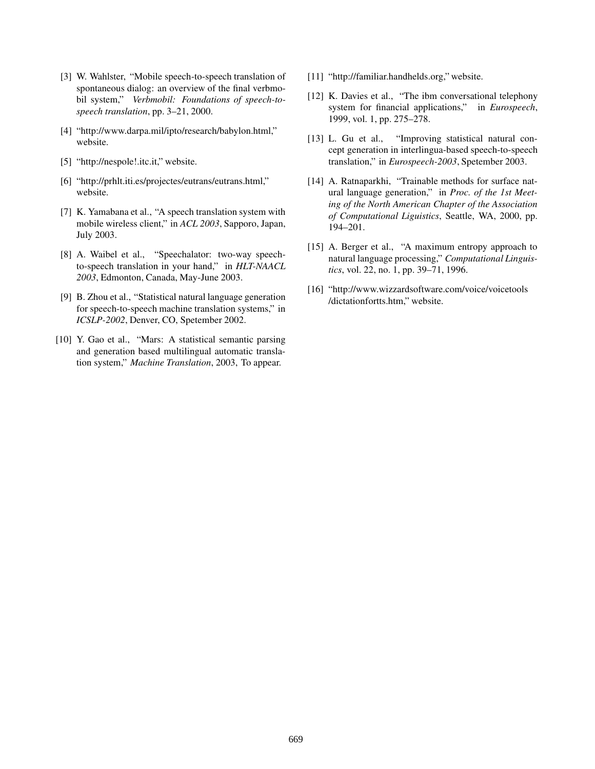[3] W. Wahlster, "Mobile speech-to-speech translation of spontaneous dialog: an overview of the final verbmobil system," *Verbmobil: Foundations of speech-to-speech translation*, pp. 3–21, 2000.

[4] "http://www.darpa.mil/ipto/research/babylon.html," website.

[5] "http://nespole!.itc.it," website.

[6] "http://prhlt.iti.es/projectes/eutrans/eutrans.html," website.

[7] K. Yamabana et al., "A speech translation system with mobile wireless client," in *ACL 2003*, Sapporo, Japan, July 2003.

[8] A. Waibel et al., "Speechalator: two-way speech-to-speech translation in your hand," in *HLT-NAACL 2003*, Edmonton, Canada, May-June 2003.

[9] B. Zhou et al., "Statistical natural language generation for speech-to-speech machine translation systems," in *ICSLP-2002*, Denver, CO, Spetember 2002.

[10] Y. Gao et al., "Mars: A statistical semantic parsing and generation based multilingual automatic translation system," *Machine Translation*, 2003, To appear.

[11] "http://familiar.handhelds.org," website.

[12] K. Davies et al., "The ibm conversational telephony system for financial applications," in *Eurospeech*, 1999, vol. 1, pp. 275–278.

[13] L. Gu et al., "Improving statistical natural concept generation in interlingua-based speech-to-speech translation," in *Eurospeech-2003*, Spetember 2003.

[14] A. Ratnaparkhi, "Trainable methods for surface natural language generation," in *Proc. of the 1st Meeting of the North American Chapter of the Association of Computational Liguistics*, Seattle, WA, 2000, pp. 194–201.

[15] A. Berger et al., "A maximum entropy approach to natural language processing," *Computational Linguistics*, vol. 22, no. 1, pp. 39–71, 1996.

[16] "http://www.wizzardsoftware.com/voice/voicetools/dictationfortts.htm," website.